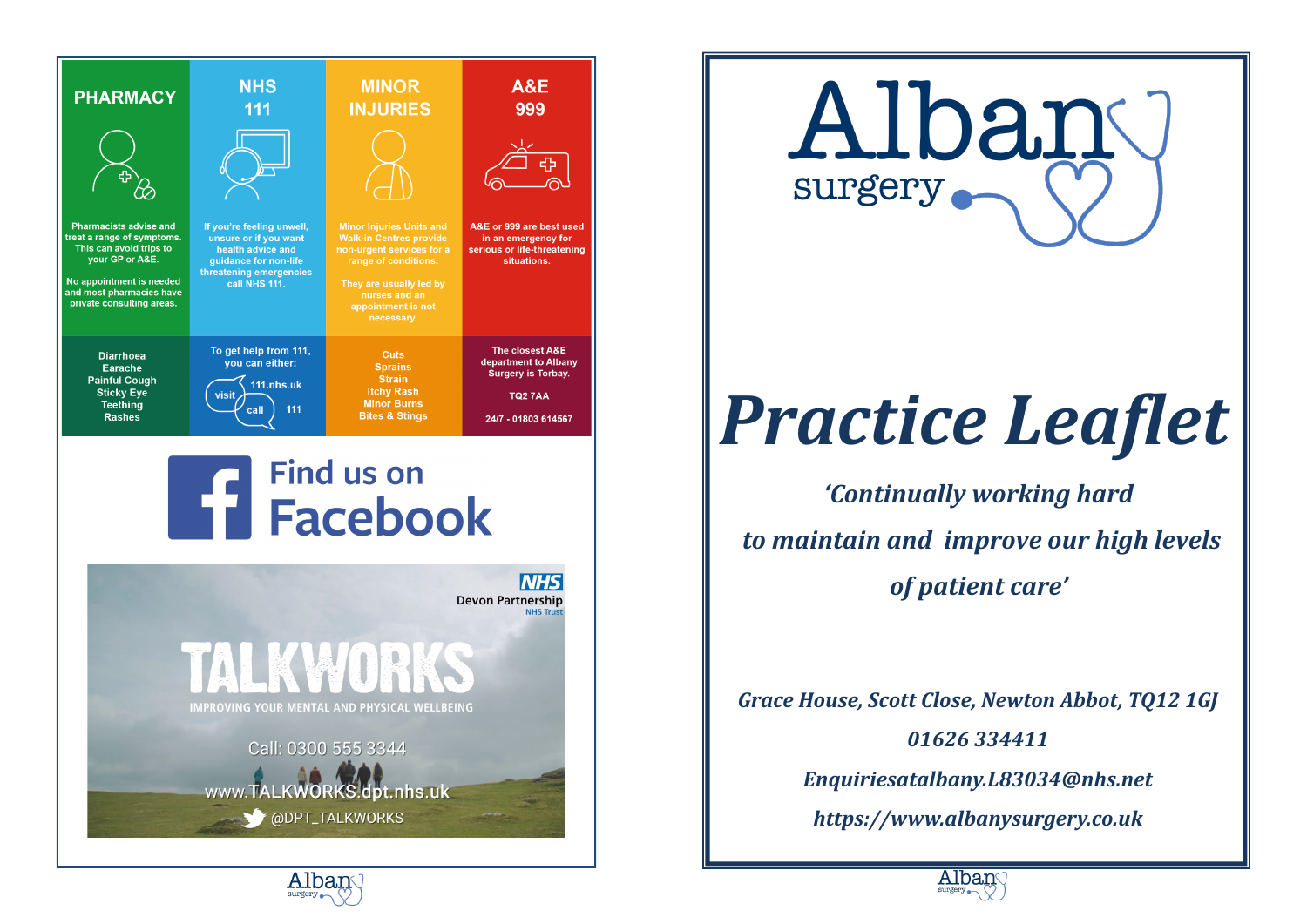## PHARMACY

Pharmacists advise and treat a range of symptoms. This can avoid trips to your GP or A&E.

No appointment is needed and most pharmacies have private consulting areas.

Diarrhoea
Earache
Painful Cough
Sticky Eye
Teething
Rashes

## NHS 111

If you're feeling unwell, unsure or if you want health advice and guidance for non-life threatening emergencies call NHS 111.

To get help from 111, you can either:

- visit 111.nhs.uk
- call 111

## MINOR INJURIES

Minor Injuries Units and Walk-in Centres provide non-urgent services for a range of conditions.

They are usually led by nurses and an appointment is not necessary.

Cuts
Sprains
Strain
Itchy Rash
Minor Burns
Bites & Stings

## A&E 999

A&E or 999 are best used in an emergency for serious or life-threatening situations.

The closest A&E department to Albany Surgery is Torbay.

TQ2 7AA

24/7 - 01803 614567

Find us on Facebook

NHS Devon Partnership NHS Trust

**TALKWORKS**

IMPROVING YOUR MENTAL AND PHYSICAL WELLBEING

Call: 0300 555 3344

www.TALKWORKS.dpt.nhs.uk

@DPT_TALKWORKS

---

Albany surgery

# *Practice Leaflet*

*'Continually working hard to maintain and improve our high levels of patient care'*

*Grace House, Scott Close, Newton Abbot, TQ12 1GJ*

*01626 334411*

*Enquiriesatalbany.L83034@nhs.net*

*https://www.albanysurgery.co.uk*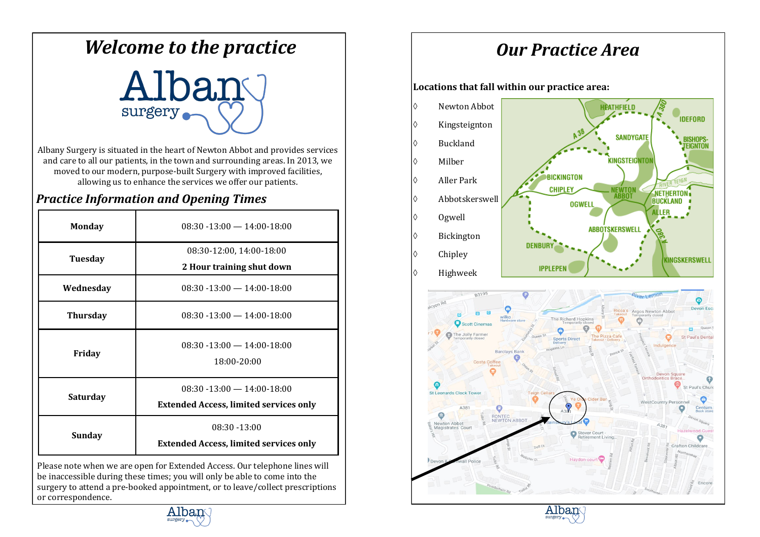# *Welcome to the practice*

Albany Surgery is situated in the heart of Newton Abbot and provides services and care to all our patients, in the town and surrounding areas. In 2013, we moved to our modern, purpose-built Surgery with improved facilities, allowing us to enhance the services we offer our patients.

## *Practice Information and Opening Times*

| Day | Times |
|---|---|
| **Monday** | 08:30 -13:00 — 14:00-18:00 |
| **Tuesday** | 08:30-12:00, 14:00-18:00<br>**2 Hour training shut down** |
| **Wednesday** | 08:30 -13:00 — 14:00-18:00 |
| **Thursday** | 08:30 -13:00 — 14:00-18:00 |
| **Friday** | 08:30 -13:00 — 14:00-18:00<br>18:00-20:00 |
| **Saturday** | 08:30 -13:00 — 14:00-18:00<br>**Extended Access, limited services only** |
| **Sunday** | 08:30 -13:00<br>**Extended Access, limited services only** |

Please note when we are open for Extended Access. Our telephone lines will be inaccessible during these times; you will only be able to come into the surgery to attend a pre-booked appointment, or to leave/collect prescriptions or correspondence.

# *Our Practice Area*

**Locations that fall within our practice area:**

- Newton Abbot
- Kingsteignton
- Buckland
- Milber
- Aller Park
- Abbotskerswell
- Ogwell
- Bickington
- Chipley
- Highweek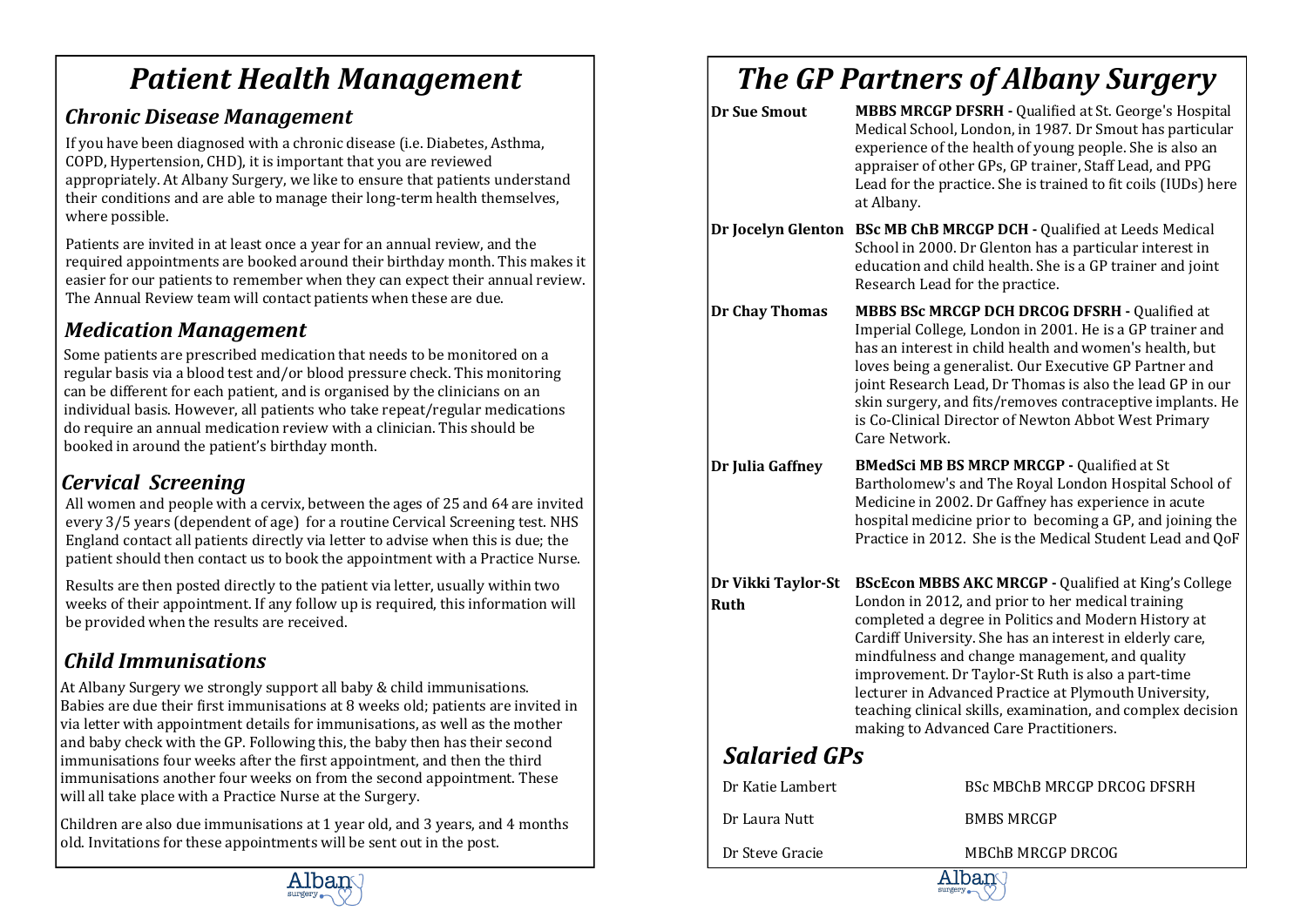# *Patient Health Management*

## *Chronic Disease Management*

If you have been diagnosed with a chronic disease (i.e. Diabetes, Asthma, COPD, Hypertension, CHD), it is important that you are reviewed appropriately. At Albany Surgery, we like to ensure that patients understand their conditions and are able to manage their long-term health themselves, where possible.

Patients are invited in at least once a year for an annual review, and the required appointments are booked around their birthday month. This makes it easier for our patients to remember when they can expect their annual review. The Annual Review team will contact patients when these are due.

## *Medication Management*

Some patients are prescribed medication that needs to be monitored on a regular basis via a blood test and/or blood pressure check. This monitoring can be different for each patient, and is organised by the clinicians on an individual basis. However, all patients who take repeat/regular medications do require an annual medication review with a clinician. This should be booked in around the patient's birthday month.

## *Cervical Screening*

All women and people with a cervix, between the ages of 25 and 64 are invited every 3/5 years (dependent of age) for a routine Cervical Screening test. NHS England contact all patients directly via letter to advise when this is due; the patient should then contact us to book the appointment with a Practice Nurse.

Results are then posted directly to the patient via letter, usually within two weeks of their appointment. If any follow up is required, this information will be provided when the results are received.

## *Child Immunisations*

At Albany Surgery we strongly support all baby & child immunisations. Babies are due their first immunisations at 8 weeks old; patients are invited in via letter with appointment details for immunisations, as well as the mother and baby check with the GP. Following this, the baby then has their second immunisations four weeks after the first appointment, and then the third immunisations another four weeks on from the second appointment. These will all take place with a Practice Nurse at the Surgery.

Children are also due immunisations at 1 year old, and 3 years, and 4 months old. Invitations for these appointments will be sent out in the post.

# *The GP Partners of Albany Surgery*

**Dr Sue Smout** — **MBBS MRCGP DFSRH -** Qualified at St. George's Hospital Medical School, London, in 1987. Dr Smout has particular experience of the health of young people. She is also an appraiser of other GPs, GP trainer, Staff Lead, and PPG Lead for the practice. She is trained to fit coils (IUDs) here at Albany.

**Dr Jocelyn Glenton** — **BSc MB ChB MRCGP DCH -** Qualified at Leeds Medical School in 2000. Dr Glenton has a particular interest in education and child health. She is a GP trainer and joint Research Lead for the practice.

**Dr Chay Thomas** — **MBBS BSc MRCGP DCH DRCOG DFSRH -** Qualified at Imperial College, London in 2001. He is a GP trainer and has an interest in child health and women's health, but loves being a generalist. Our Executive GP Partner and joint Research Lead, Dr Thomas is also the lead GP in our skin surgery, and fits/removes contraceptive implants. He is Co-Clinical Director of Newton Abbot West Primary Care Network.

**Dr Julia Gaffney** — **BMedSci MB BS MRCP MRCGP -** Qualified at St Bartholomew's and The Royal London Hospital School of Medicine in 2002. Dr Gaffney has experience in acute hospital medicine prior to becoming a GP, and joining the Practice in 2012. She is the Medical Student Lead and QoF

**Dr Vikki Taylor-St Ruth** — **BScEcon MBBS AKC MRCGP -** Qualified at King's College London in 2012, and prior to her medical training completed a degree in Politics and Modern History at Cardiff University. She has an interest in elderly care, mindfulness and change management, and quality improvement. Dr Taylor-St Ruth is also a part-time lecturer in Advanced Practice at Plymouth University, teaching clinical skills, examination, and complex decision making to Advanced Care Practitioners.

## *Salaried GPs*

| Name | Qualifications |
|---|---|
| Dr Katie Lambert | BSc MBChB MRCGP DRCOG DFSRH |
| Dr Laura Nutt | BMBS MRCGP |
| Dr Steve Gracie | MBChB MRCGP DRCOG |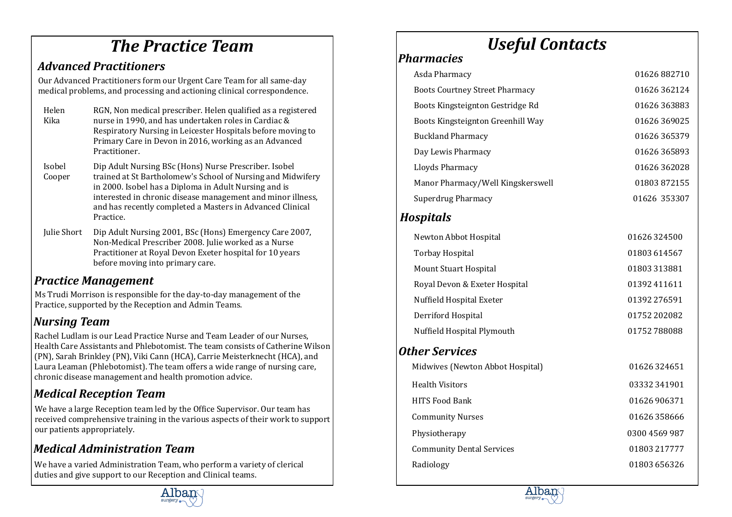# The Practice Team

## Advanced Practitioners

Our Advanced Practitioners form our Urgent Care Team for all same-day medical problems, and processing and actioning clinical correspondence.

| | |
|---|---|
| Helen Kika | RGN, Non medical prescriber. Helen qualified as a registered nurse in 1990, and has undertaken roles in Cardiac & Respiratory Nursing in Leicester Hospitals before moving to Primary Care in Devon in 2016, working as an Advanced Practitioner. |
| Isobel Cooper | Dip Adult Nursing BSc (Hons) Nurse Prescriber. Isobel trained at St Bartholomew's School of Nursing and Midwifery in 2000. Isobel has a Diploma in Adult Nursing and is interested in chronic disease management and minor illness, and has recently completed a Masters in Advanced Clinical Practice. |
| Julie Short | Dip Adult Nursing 2001, BSc (Hons) Emergency Care 2007, Non-Medical Prescriber 2008. Julie worked as a Nurse Practitioner at Royal Devon Exeter hospital for 10 years before moving into primary care. |

## Practice Management

Ms Trudi Morrison is responsible for the day-to-day management of the Practice, supported by the Reception and Admin Teams.

## Nursing Team

Rachel Ludlam is our Lead Practice Nurse and Team Leader of our Nurses, Health Care Assistants and Phlebotomist. The team consists of Catherine Wilson (PN), Sarah Brinkley (PN), Viki Cann (HCA), Carrie Meisterknecht (HCA), and Laura Leaman (Phlebotomist). The team offers a wide range of nursing care, chronic disease management and health promotion advice.

## Medical Reception Team

We have a large Reception team led by the Office Supervisor. Our team has received comprehensive training in the various aspects of their work to support our patients appropriately.

## Medical Administration Team

We have a varied Administration Team, who perform a variety of clerical duties and give support to our Reception and Clinical teams.

# Useful Contacts

## Pharmacies

| | |
|---|---|
| Asda Pharmacy | 01626 882710 |
| Boots Courtney Street Pharmacy | 01626 362124 |
| Boots Kingsteignton Gestridge Rd | 01626 363883 |
| Boots Kingsteignton Greenhill Way | 01626 369025 |
| Buckland Pharmacy | 01626 365379 |
| Day Lewis Pharmacy | 01626 365893 |
| Lloyds Pharmacy | 01626 362028 |
| Manor Pharmacy/Well Kingskerswell | 01803 872155 |
| Superdrug Pharmacy | 01626 353307 |

## Hospitals

| | |
|---|---|
| Newton Abbot Hospital | 01626 324500 |
| Torbay Hospital | 01803 614567 |
| Mount Stuart Hospital | 01803 313881 |
| Royal Devon & Exeter Hospital | 01392 411611 |
| Nuffield Hospital Exeter | 01392 276591 |
| Derriford Hospital | 01752 202082 |
| Nuffield Hospital Plymouth | 01752 788088 |

## Other Services

| | |
|---|---|
| Midwives (Newton Abbot Hospital) | 01626 324651 |
| Health Visitors | 03332 341901 |
| HITS Food Bank | 01626 906371 |
| Community Nurses | 01626 358666 |
| Physiotherapy | 0300 4569 987 |
| Community Dental Services | 01803 217777 |
| Radiology | 01803 656326 |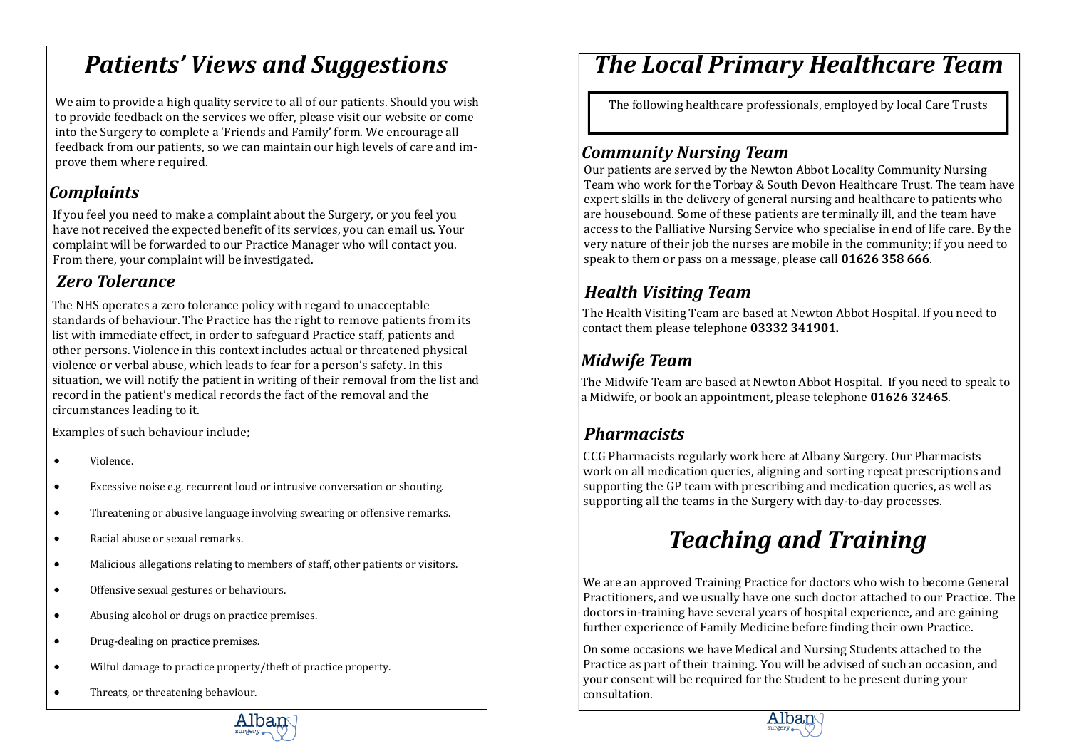# Patients' Views and Suggestions

We aim to provide a high quality service to all of our patients. Should you wish to provide feedback on the services we offer, please visit our website or come into the Surgery to complete a 'Friends and Family' form. We encourage all feedback from our patients, so we can maintain our high levels of care and improve them where required.

## Complaints

If you feel you need to make a complaint about the Surgery, or you feel you have not received the expected benefit of its services, you can email us. Your complaint will be forwarded to our Practice Manager who will contact you. From there, your complaint will be investigated.

## Zero Tolerance

The NHS operates a zero tolerance policy with regard to unacceptable standards of behaviour. The Practice has the right to remove patients from its list with immediate effect, in order to safeguard Practice staff, patients and other persons. Violence in this context includes actual or threatened physical violence or verbal abuse, which leads to fear for a person's safety. In this situation, we will notify the patient in writing of their removal from the list and record in the patient's medical records the fact of the removal and the circumstances leading to it.

Examples of such behaviour include;

- Violence.
- Excessive noise e.g. recurrent loud or intrusive conversation or shouting.
- Threatening or abusive language involving swearing or offensive remarks.
- Racial abuse or sexual remarks.
- Malicious allegations relating to members of staff, other patients or visitors.
- Offensive sexual gestures or behaviours.
- Abusing alcohol or drugs on practice premises.
- Drug-dealing on practice premises.
- Wilful damage to practice property/theft of practice property.
- Threats, or threatening behaviour.

# The Local Primary Healthcare Team

The following healthcare professionals, employed by local Care Trusts

## Community Nursing Team

Our patients are served by the Newton Abbot Locality Community Nursing Team who work for the Torbay & South Devon Healthcare Trust. The team have expert skills in the delivery of general nursing and healthcare to patients who are housebound. Some of these patients are terminally ill, and the team have access to the Palliative Nursing Service who specialise in end of life care. By the very nature of their job the nurses are mobile in the community; if you need to speak to them or pass on a message, please call **01626 358 666**.

## Health Visiting Team

The Health Visiting Team are based at Newton Abbot Hospital. If you need to contact them please telephone **03332 341901.**

## Midwife Team

The Midwife Team are based at Newton Abbot Hospital. If you need to speak to a Midwife, or book an appointment, please telephone **01626 32465**.

## Pharmacists

CCG Pharmacists regularly work here at Albany Surgery. Our Pharmacists work on all medication queries, aligning and sorting repeat prescriptions and supporting the GP team with prescribing and medication queries, as well as supporting all the teams in the Surgery with day-to-day processes.

# Teaching and Training

We are an approved Training Practice for doctors who wish to become General Practitioners, and we usually have one such doctor attached to our Practice. The doctors in-training have several years of hospital experience, and are gaining further experience of Family Medicine before finding their own Practice.

On some occasions we have Medical and Nursing Students attached to the Practice as part of their training. You will be advised of such an occasion, and your consent will be required for the Student to be present during your consultation.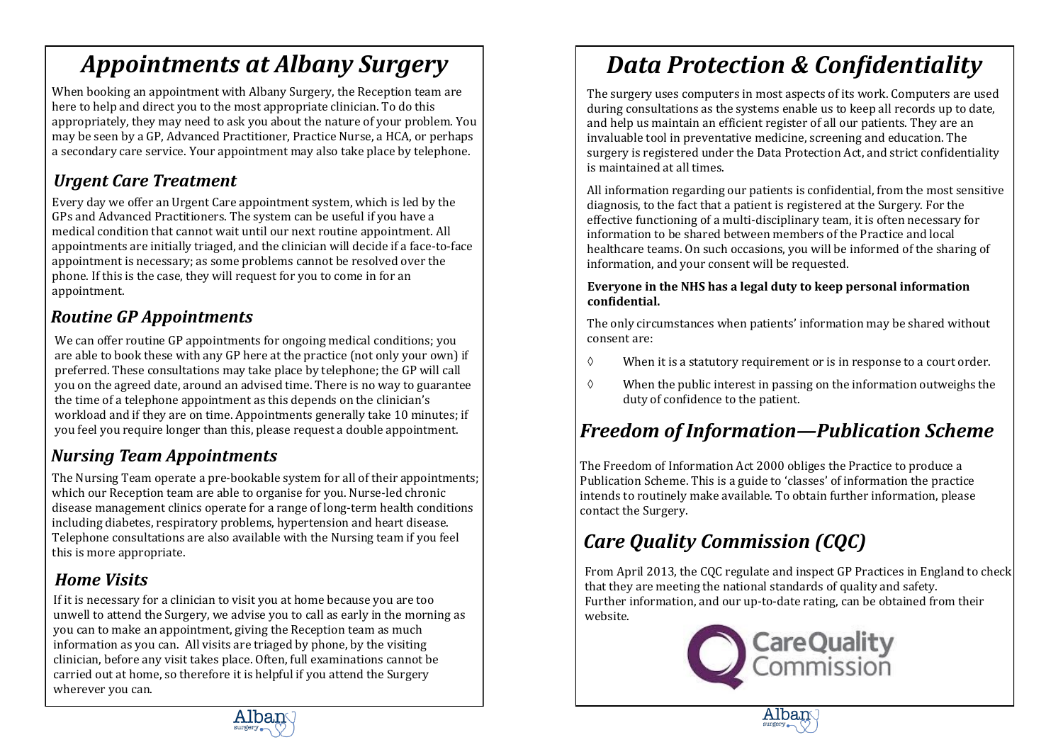# *Appointments at Albany Surgery*

When booking an appointment with Albany Surgery, the Reception team are here to help and direct you to the most appropriate clinician. To do this appropriately, they may need to ask you about the nature of your problem. You may be seen by a GP, Advanced Practitioner, Practice Nurse, a HCA, or perhaps a secondary care service. Your appointment may also take place by telephone.

## *Urgent Care Treatment*

Every day we offer an Urgent Care appointment system, which is led by the GPs and Advanced Practitioners. The system can be useful if you have a medical condition that cannot wait until our next routine appointment. All appointments are initially triaged, and the clinician will decide if a face-to-face appointment is necessary; as some problems cannot be resolved over the phone. If this is the case, they will request for you to come in for an appointment.

## *Routine GP Appointments*

We can offer routine GP appointments for ongoing medical conditions; you are able to book these with any GP here at the practice (not only your own) if preferred. These consultations may take place by telephone; the GP will call you on the agreed date, around an advised time. There is no way to guarantee the time of a telephone appointment as this depends on the clinician's workload and if they are on time. Appointments generally take 10 minutes; if you feel you require longer than this, please request a double appointment.

## *Nursing Team Appointments*

The Nursing Team operate a pre-bookable system for all of their appointments; which our Reception team are able to organise for you. Nurse-led chronic disease management clinics operate for a range of long-term health conditions including diabetes, respiratory problems, hypertension and heart disease. Telephone consultations are also available with the Nursing team if you feel this is more appropriate.

## *Home Visits*

If it is necessary for a clinician to visit you at home because you are too unwell to attend the Surgery, we advise you to call as early in the morning as you can to make an appointment, giving the Reception team as much information as you can. All visits are triaged by phone, by the visiting clinician, before any visit takes place. Often, full examinations cannot be carried out at home, so therefore it is helpful if you attend the Surgery wherever you can.

# *Data Protection & Confidentiality*

The surgery uses computers in most aspects of its work. Computers are used during consultations as the systems enable us to keep all records up to date, and help us maintain an efficient register of all our patients. They are an invaluable tool in preventative medicine, screening and education. The surgery is registered under the Data Protection Act, and strict confidentiality is maintained at all times.

All information regarding our patients is confidential, from the most sensitive diagnosis, to the fact that a patient is registered at the Surgery. For the effective functioning of a multi-disciplinary team, it is often necessary for information to be shared between members of the Practice and local healthcare teams. On such occasions, you will be informed of the sharing of information, and your consent will be requested.

**Everyone in the NHS has a legal duty to keep personal information confidential.**

The only circumstances when patients' information may be shared without consent are:

- When it is a statutory requirement or is in response to a court order.
- When the public interest in passing on the information outweighs the duty of confidence to the patient.

# *Freedom of Information—Publication Scheme*

The Freedom of Information Act 2000 obliges the Practice to produce a Publication Scheme. This is a guide to 'classes' of information the practice intends to routinely make available. To obtain further information, please contact the Surgery.

# *Care Quality Commission (CQC)*

From April 2013, the CQC regulate and inspect GP Practices in England to check that they are meeting the national standards of quality and safety. Further information, and our up-to-date rating, can be obtained from their website.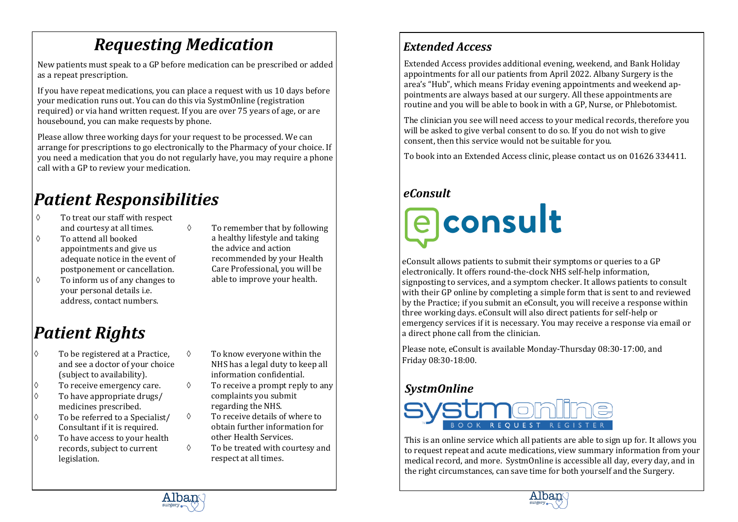# *Requesting Medication*

New patients must speak to a GP before medication can be prescribed or added as a repeat prescription.

If you have repeat medications, you can place a request with us 10 days before your medication runs out. You can do this via SystmOnline (registration required) or via hand written request. If you are over 75 years of age, or are housebound, you can make requests by phone.

Please allow three working days for your request to be processed. We can arrange for prescriptions to go electronically to the Pharmacy of your choice. If you need a medication that you do not regularly have, you may require a phone call with a GP to review your medication.

# *Patient Responsibilities*

- ◊ To treat our staff with respect and courtesy at all times.
- ◊ To attend all booked appointments and give us adequate notice in the event of postponement or cancellation.
- ◊ To inform us of any changes to your personal details i.e. address, contact numbers.
- ◊ To remember that by following a healthy lifestyle and taking the advice and action recommended by your Health Care Professional, you will be able to improve your health.

# *Patient Rights*

- ◊ To be registered at a Practice, and see a doctor of your choice (subject to availability).
- ◊ To receive emergency care.
- ◊ To have appropriate drugs/ medicines prescribed.
- ◊ To be referred to a Specialist/ Consultant if it is required.
- ◊ To have access to your health records, subject to current legislation.
- ◊ To know everyone within the NHS has a legal duty to keep all information confidential.
- ◊ To receive a prompt reply to any complaints you submit regarding the NHS.
- ◊ To receive details of where to obtain further information for other Health Services.
- ◊ To be treated with courtesy and respect at all times.

## *Extended Access*

Extended Access provides additional evening, weekend, and Bank Holiday appointments for all our patients from April 2022. Albany Surgery is the area's "Hub", which means Friday evening appointments and weekend appointments are always based at our surgery. All these appointments are routine and you will be able to book in with a GP, Nurse, or Phlebotomist.

The clinician you see will need access to your medical records, therefore you will be asked to give verbal consent to do so. If you do not wish to give consent, then this service would not be suitable for you.

To book into an Extended Access clinic, please contact us on 01626 334411.

## *eConsult*

eConsult allows patients to submit their symptoms or queries to a GP electronically. It offers round-the-clock NHS self-help information, signposting to services, and a symptom checker. It allows patients to consult with their GP online by completing a simple form that is sent to and reviewed by the Practice; if you submit an eConsult, you will receive a response within three working days. eConsult will also direct patients for self-help or emergency services if it is necessary. You may receive a response via email or a direct phone call from the clinician.

Please note, eConsult is available Monday-Thursday 08:30-17:00, and Friday 08:30-18:00.

## *SystmOnline*

This is an online service which all patients are able to sign up for. It allows you to request repeat and acute medications, view summary information from your medical record, and more. SystmOnline is accessible all day, every day, and in the right circumstances, can save time for both yourself and the Surgery.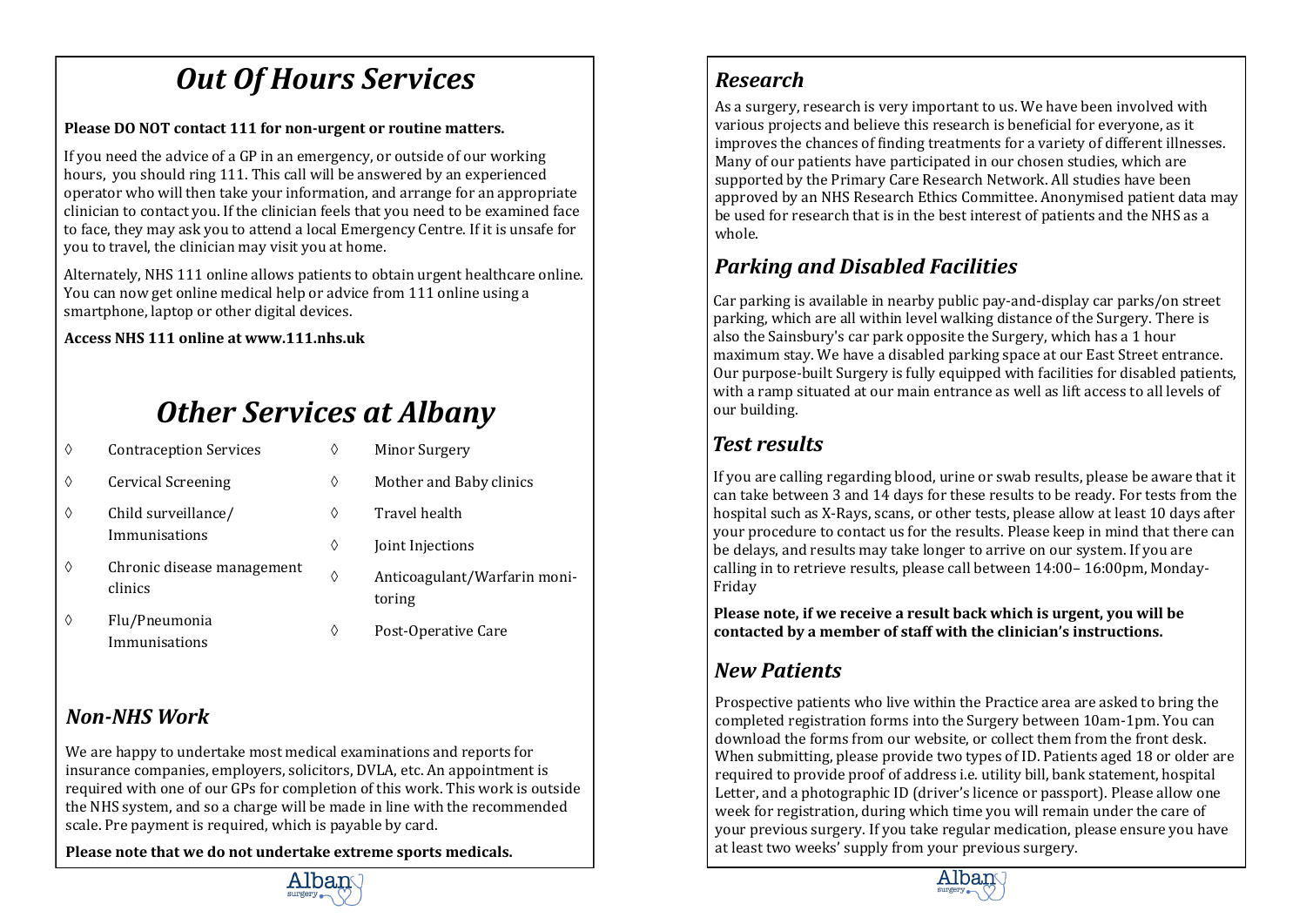# *Out Of Hours Services*

**Please DO NOT contact 111 for non-urgent or routine matters.**

If you need the advice of a GP in an emergency, or outside of our working hours, you should ring 111. This call will be answered by an experienced operator who will then take your information, and arrange for an appropriate clinician to contact you. If the clinician feels that you need to be examined face to face, they may ask you to attend a local Emergency Centre. If it is unsafe for you to travel, the clinician may visit you at home.

Alternately, NHS 111 online allows patients to obtain urgent healthcare online. You can now get online medical help or advice from 111 online using a smartphone, laptop or other digital devices.

**Access NHS 111 online at www.111.nhs.uk**

# *Other Services at Albany*

- Contraception Services
- Cervical Screening
- Child surveillance/ Immunisations
- Chronic disease management clinics
- Flu/Pneumonia Immunisations
- Minor Surgery
- Mother and Baby clinics
- Travel health
- Joint Injections
- Anticoagulant/Warfarin monitoring
- Post-Operative Care

## *Non-NHS Work*

We are happy to undertake most medical examinations and reports for insurance companies, employers, solicitors, DVLA, etc. An appointment is required with one of our GPs for completion of this work. This work is outside the NHS system, and so a charge will be made in line with the recommended scale. Pre payment is required, which is payable by card.

**Please note that we do not undertake extreme sports medicals.**

## *Research*

As a surgery, research is very important to us. We have been involved with various projects and believe this research is beneficial for everyone, as it improves the chances of finding treatments for a variety of different illnesses. Many of our patients have participated in our chosen studies, which are supported by the Primary Care Research Network. All studies have been approved by an NHS Research Ethics Committee. Anonymised patient data may be used for research that is in the best interest of patients and the NHS as a whole.

## *Parking and Disabled Facilities*

Car parking is available in nearby public pay-and-display car parks/on street parking, which are all within level walking distance of the Surgery. There is also the Sainsbury's car park opposite the Surgery, which has a 1 hour maximum stay. We have a disabled parking space at our East Street entrance. Our purpose-built Surgery is fully equipped with facilities for disabled patients, with a ramp situated at our main entrance as well as lift access to all levels of our building.

## *Test results*

If you are calling regarding blood, urine or swab results, please be aware that it can take between 3 and 14 days for these results to be ready. For tests from the hospital such as X-Rays, scans, or other tests, please allow at least 10 days after your procedure to contact us for the results. Please keep in mind that there can be delays, and results may take longer to arrive on our system. If you are calling in to retrieve results, please call between 14:00– 16:00pm, Monday-Friday

**Please note, if we receive a result back which is urgent, you will be contacted by a member of staff with the clinician's instructions.**

## *New Patients*

Prospective patients who live within the Practice area are asked to bring the completed registration forms into the Surgery between 10am-1pm. You can download the forms from our website, or collect them from the front desk. When submitting, please provide two types of ID. Patients aged 18 or older are required to provide proof of address i.e. utility bill, bank statement, hospital Letter, and a photographic ID (driver's licence or passport). Please allow one week for registration, during which time you will remain under the care of your previous surgery. If you take regular medication, please ensure you have at least two weeks' supply from your previous surgery.